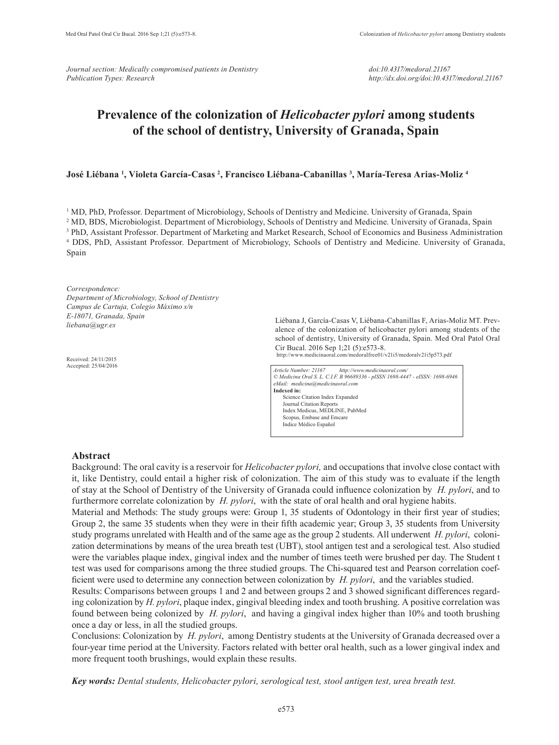*Journal section: Medically compromised patients in Dentistry*
*Publication Types: Research*

*doi:10.4317/medoral.21167*
*http://dx.doi.org/doi:10.4317/medoral.21167*

# Prevalence of the colonization of *Helicobacter pylori* among students of the school of dentistry, University of Granada, Spain

**José Liébana [1], Violeta García-Casas [2], Francisco Liébana-Cabanillas [3], María-Teresa Arias-Moliz [4]**

[1] MD, PhD, Professor. Department of Microbiology, Schools of Dentistry and Medicine. University of Granada, Spain
[2] MD, BDS, Microbiologist. Department of Microbiology, Schools of Dentistry and Medicine. University of Granada, Spain
[3] PhD, Assistant Professor. Department of Marketing and Market Research, School of Economics and Business Administration
[4] DDS, PhD, Assistant Professor. Department of Microbiology, Schools of Dentistry and Medicine. University of Granada, Spain

*Correspondence:*
*Department of Microbiology, School of Dentistry*
*Campus de Cartuja, Colegio Máximo s/n*
*E-18071, Granada, Spain*
*liebana@ugr.es*

Received: 24/11/2015
Accepted: 25/04/2016

Liébana J, García-Casas V, Liébana-Cabanillas F, Arias-Moliz MT. Prevalence of the colonization of helicobacter pylori among students of the school of dentistry, University of Granada, Spain. Med Oral Patol Oral Cir Bucal. 2016 Sep 1;21 (5):e573-8.
http://www.medicinaoral.com/medoralfree01/v21i5/medoralv21i5p573.pdf

*Article Number: 21167 http://www.medicinaoral.com/*
*© Medicina Oral S. L. C.I.F. B 96689336 - pISSN 1698-4447 - eISSN: 1698-6946*
*eMail: medicina@medicinaoral.com*
**Indexed in:**
Science Citation Index Expanded
Journal Citation Reports
Index Medicus, MEDLINE, PubMed
Scopus, Embase and Emcare
Indice Médico Español

## Abstract

Background: The oral cavity is a reservoir for *Helicobacter pylori,* and occupations that involve close contact with it, like Dentistry, could entail a higher risk of colonization. The aim of this study was to evaluate if the length of stay at the School of Dentistry of the University of Granada could influence colonization by *H. pylori*, and to furthermore correlate colonization by *H. pylori*, with the state of oral health and oral hygiene habits.

Material and Methods: The study groups were: Group 1, 35 students of Odontology in their first year of studies; Group 2, the same 35 students when they were in their fifth academic year; Group 3, 35 students from University study programs unrelated with Health and of the same age as the group 2 students. All underwent *H. pylori*, colonization determinations by means of the urea breath test (UBT), stool antigen test and a serological test. Also studied were the variables plaque index, gingival index and the number of times teeth were brushed per day. The Student t test was used for comparisons among the three studied groups. The Chi-squared test and Pearson correlation coefficient were used to determine any connection between colonization by *H. pylori*, and the variables studied.

Results: Comparisons between groups 1 and 2 and between groups 2 and 3 showed significant differences regarding colonization by *H. pylori*, plaque index, gingival bleeding index and tooth brushing. A positive correlation was found between being colonized by *H. pylori*, and having a gingival index higher than 10% and tooth brushing once a day or less, in all the studied groups.

Conclusions: Colonization by *H. pylori*, among Dentistry students at the University of Granada decreased over a four-year time period at the University. Factors related with better oral health, such as a lower gingival index and more frequent tooth brushings, would explain these results.

***Key words:*** *Dental students, Helicobacter pylori, serological test, stool antigen test, urea breath test.*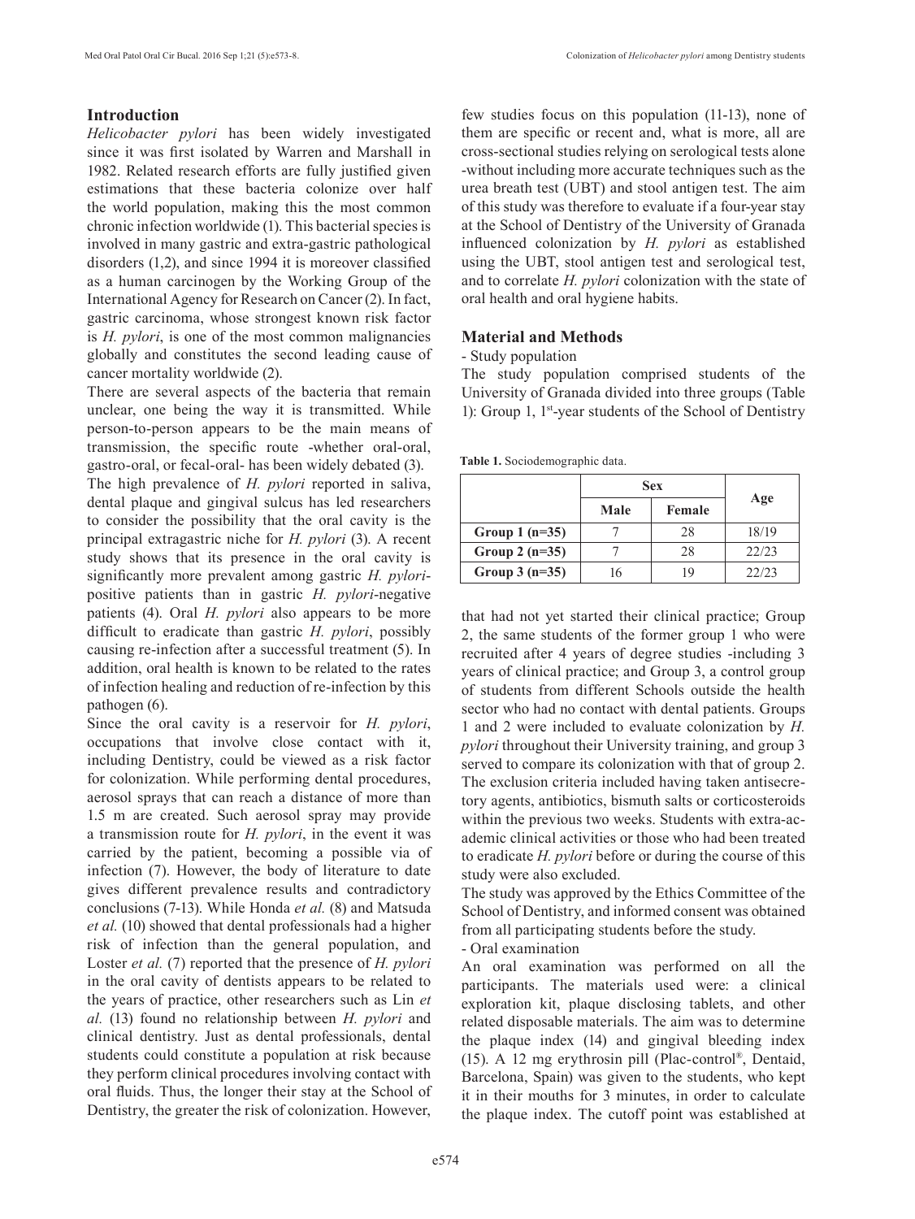## Introduction

*Helicobacter pylori* has been widely investigated since it was first isolated by Warren and Marshall in 1982. Related research efforts are fully justified given estimations that these bacteria colonize over half the world population, making this the most common chronic infection worldwide (1). This bacterial species is involved in many gastric and extra-gastric pathological disorders (1,2), and since 1994 it is moreover classified as a human carcinogen by the Working Group of the International Agency for Research on Cancer (2). In fact, gastric carcinoma, whose strongest known risk factor is *H. pylori*, is one of the most common malignancies globally and constitutes the second leading cause of cancer mortality worldwide (2).

There are several aspects of the bacteria that remain unclear, one being the way it is transmitted. While person-to-person appears to be the main means of transmission, the specific route -whether oral-oral, gastro-oral, or fecal-oral- has been widely debated (3).

The high prevalence of *H. pylori* reported in saliva, dental plaque and gingival sulcus has led researchers to consider the possibility that the oral cavity is the principal extragastric niche for *H. pylori* (3). A recent study shows that its presence in the oral cavity is significantly more prevalent among gastric *H. pylori*-positive patients than in gastric *H. pylori*-negative patients (4). Oral *H. pylori* also appears to be more difficult to eradicate than gastric *H. pylori*, possibly causing re-infection after a successful treatment (5). In addition, oral health is known to be related to the rates of infection healing and reduction of re-infection by this pathogen (6).

Since the oral cavity is a reservoir for *H. pylori*, occupations that involve close contact with it, including Dentistry, could be viewed as a risk factor for colonization. While performing dental procedures, aerosol sprays that can reach a distance of more than 1.5 m are created. Such aerosol spray may provide a transmission route for *H. pylori*, in the event it was carried by the patient, becoming a possible via of infection (7). However, the body of literature to date gives different prevalence results and contradictory conclusions (7-13). While Honda *et al.* (8) and Matsuda *et al.* (10) showed that dental professionals had a higher risk of infection than the general population, and Loster *et al.* (7) reported that the presence of *H. pylori* in the oral cavity of dentists appears to be related to the years of practice, other researchers such as Lin *et al.* (13) found no relationship between *H. pylori* and clinical dentistry. Just as dental professionals, dental students could constitute a population at risk because they perform clinical procedures involving contact with oral fluids. Thus, the longer their stay at the School of Dentistry, the greater the risk of colonization. However, few studies focus on this population (11-13), none of them are specific or recent and, what is more, all are cross-sectional studies relying on serological tests alone -without including more accurate techniques such as the urea breath test (UBT) and stool antigen test. The aim of this study was therefore to evaluate if a four-year stay at the School of Dentistry of the University of Granada influenced colonization by *H. pylori* as established using the UBT, stool antigen test and serological test, and to correlate *H. pylori* colonization with the state of oral health and oral hygiene habits.

## Material and Methods

- Study population

The study population comprised students of the University of Granada divided into three groups (Table 1): Group 1, 1st-year students of the School of Dentistry that had not yet started their clinical practice; Group 2, the same students of the former group 1 who were recruited after 4 years of degree studies -including 3 years of clinical practice; and Group 3, a control group of students from different Schools outside the health sector who had no contact with dental patients. Groups 1 and 2 were included to evaluate colonization by *H. pylori* throughout their University training, and group 3 served to compare its colonization with that of group 2. The exclusion criteria included having taken antisecretory agents, antibiotics, bismuth salts or corticosteroids within the previous two weeks. Students with extra-academic clinical activities or those who had been treated to eradicate *H. pylori* before or during the course of this study were also excluded.

**Table 1.** Sociodemographic data.

| | Sex | | Age |
|---|---|---|---|
| | Male | Female | |
| **Group 1 (n=35)** | 7 | 28 | 18/19 |
| **Group 2 (n=35)** | 7 | 28 | 22/23 |
| **Group 3 (n=35)** | 16 | 19 | 22/23 |

The study was approved by the Ethics Committee of the School of Dentistry, and informed consent was obtained from all participating students before the study.

- Oral examination

An oral examination was performed on all the participants. The materials used were: a clinical exploration kit, plaque disclosing tablets, and other related disposable materials. The aim was to determine the plaque index (14) and gingival bleeding index (15). A 12 mg erythrosin pill (Plac-control®, Dentaid, Barcelona, Spain) was given to the students, who kept it in their mouths for 3 minutes, in order to calculate the plaque index. The cutoff point was established at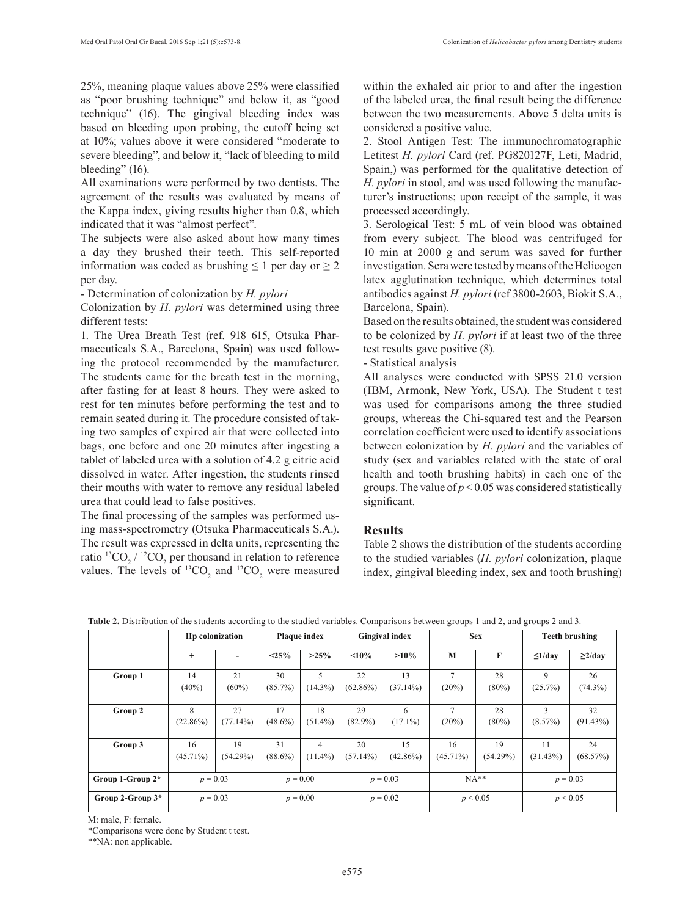25%, meaning plaque values above 25% were classified as "poor brushing technique" and below it, as "good technique" (16). The gingival bleeding index was based on bleeding upon probing, the cutoff being set at 10%; values above it were considered "moderate to severe bleeding", and below it, "lack of bleeding to mild bleeding" (16).

All examinations were performed by two dentists. The agreement of the results was evaluated by means of the Kappa index, giving results higher than 0.8, which indicated that it was "almost perfect".

The subjects were also asked about how many times a day they brushed their teeth. This self-reported information was coded as brushing ≤ 1 per day or ≥ 2 per day.

- Determination of colonization by *H. pylori*

Colonization by *H. pylori* was determined using three different tests:

1. The Urea Breath Test (ref. 918 615, Otsuka Pharmaceuticals S.A., Barcelona, Spain) was used following the protocol recommended by the manufacturer. The students came for the breath test in the morning, after fasting for at least 8 hours. They were asked to rest for ten minutes before performing the test and to remain seated during it. The procedure consisted of taking two samples of expired air that were collected into bags, one before and one 20 minutes after ingesting a tablet of labeled urea with a solution of 4.2 g citric acid dissolved in water. After ingestion, the students rinsed their mouths with water to remove any residual labeled urea that could lead to false positives.

The final processing of the samples was performed using mass-spectrometry (Otsuka Pharmaceuticals S.A.). The result was expressed in delta units, representing the ratio $^{13}CO_2$ / $^{12}CO_2$ per thousand in relation to reference values. The levels of $^{13}CO_2$ and $^{12}CO_2$ were measured within the exhaled air prior to and after the ingestion of the labeled urea, the final result being the difference between the two measurements. Above 5 delta units is considered a positive value.

2. Stool Antigen Test: The immunochromatographic Letitest *H. pylori* Card (ref. PG820127F, Leti, Madrid, Spain,) was performed for the qualitative detection of *H. pylori* in stool, and was used following the manufacturer's instructions; upon receipt of the sample, it was processed accordingly.

3. Serological Test: 5 mL of vein blood was obtained from every subject. The blood was centrifuged for 10 min at 2000 g and serum was saved for further investigation. Sera were tested by means of the Helicogen latex agglutination technique, which determines total antibodies against *H. pylori* (ref 3800-2603, Biokit S.A., Barcelona, Spain).

Based on the results obtained, the student was considered to be colonized by *H. pylori* if at least two of the three test results gave positive (8).

- Statistical analysis

All analyses were conducted with SPSS 21.0 version (IBM, Armonk, New York, USA). The Student t test was used for comparisons among the three studied groups, whereas the Chi-squared test and the Pearson correlation coefficient were used to identify associations between colonization by *H. pylori* and the variables of study (sex and variables related with the state of oral health and tooth brushing habits) in each one of the groups. The value of $p < 0.05$ was considered statistically significant.

## Results

Table 2 shows the distribution of the students according to the studied variables (*H. pylori* colonization, plaque index, gingival bleeding index, sex and tooth brushing)

**Table 2.** Distribution of the students according to the studied variables. Comparisons between groups 1 and 2, and groups 2 and 3.

| | Hp colonization | | Plaque index | | Gingival index | | Sex | | Teeth brushing | |
|---|---|---|---|---|---|---|---|---|---|---|
| | + | - | <25% | >25% | <10% | >10% | M | F | ≤1/day | ≥2/day |
| **Group 1** | 14 (40%) | 21 (60%) | 30 (85.7%) | 5 (14.3%) | 22 (62.86%) | 13 (37.14%) | 7 (20%) | 28 (80%) | 9 (25.7%) | 26 (74.3%) |
| **Group 2** | 8 (22.86%) | 27 (77.14%) | 17 (48.6%) | 18 (51.4%) | 29 (82.9%) | 6 (17.1%) | 7 (20%) | 28 (80%) | 3 (8.57%) | 32 (91.43%) |
| **Group 3** | 16 (45.71%) | 19 (54.29%) | 31 (88.6%) | 4 (11.4%) | 20 (57.14%) | 15 (42.86%) | 16 (45.71%) | 19 (54.29%) | 11 (31.43%) | 24 (68.57%) |
| **Group 1-Group 2*** | $p = 0.03$ | | $p = 0.00$ | | $p = 0.03$ | | NA** | | $p = 0.03$ | |
| **Group 2-Group 3*** | $p = 0.03$ | | $p = 0.00$ | | $p = 0.02$ | | $p < 0.05$ | | $p < 0.05$ | |

M: male, F: female.
*Comparisons were done by Student t test.
**NA: non applicable.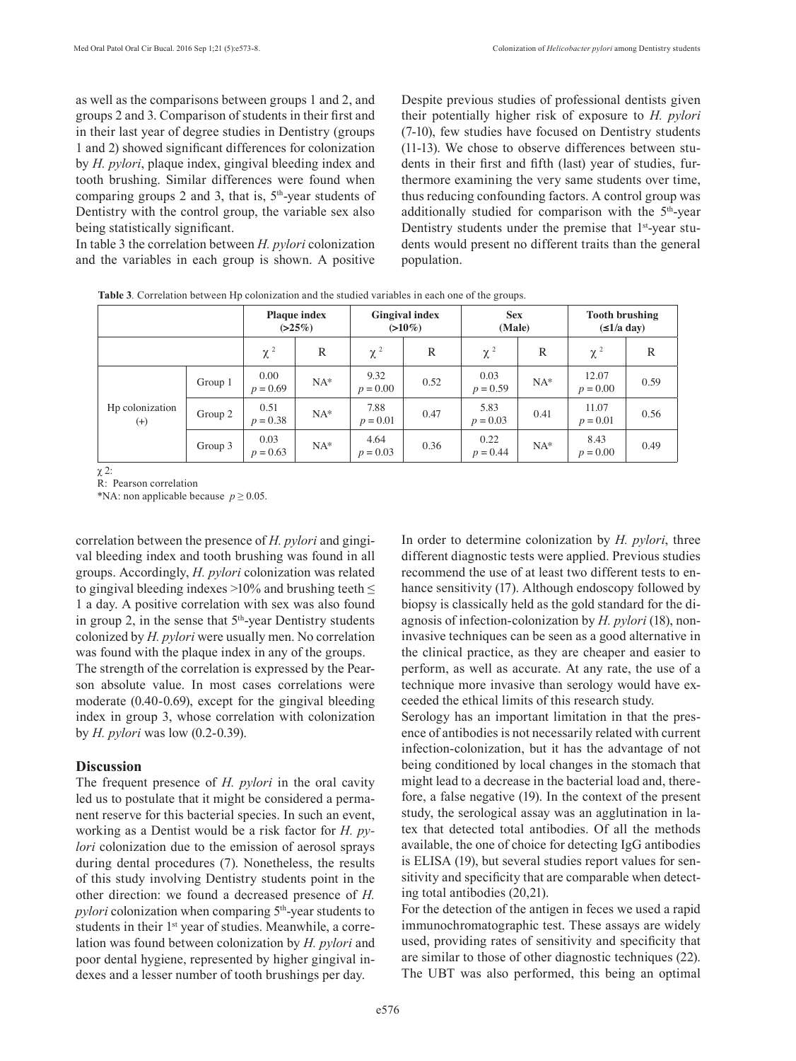as well as the comparisons between groups 1 and 2, and groups 2 and 3. Comparison of students in their first and in their last year of degree studies in Dentistry (groups 1 and 2) showed significant differences for colonization by *H. pylori*, plaque index, gingival bleeding index and tooth brushing. Similar differences were found when comparing groups 2 and 3, that is, 5th-year students of Dentistry with the control group, the variable sex also being statistically significant.

In table 3 the correlation between *H. pylori* colonization and the variables in each group is shown. A positive correlation between the presence of *H. pylori* and gingival bleeding index and tooth brushing was found in all groups. Accordingly, *H. pylori* colonization was related to gingival bleeding indexes >10% and brushing teeth ≤ 1 a day. A positive correlation with sex was also found in group 2, in the sense that 5th-year Dentistry students colonized by *H. pylori* were usually men. No correlation was found with the plaque index in any of the groups.

The strength of the correlation is expressed by the Pearson absolute value. In most cases correlations were moderate (0.40-0.69), except for the gingival bleeding index in group 3, whose correlation with colonization by *H. pylori* was low (0.2-0.39).

**Table 3**. Correlation between Hp colonization and the studied variables in each one of the groups.

| | | Plaque index (>25%) | | Gingival index (>10%) | | Sex (Male) | | Tooth brushing (≤1/a day) | |
|---|---|---|---|---|---|---|---|---|---|
| | | $\chi^2$ | R | $\chi^2$ | R | $\chi^2$ | R | $\chi^2$ | R |
| Hp colonization (+) | Group 1 | 0.00 $p = 0.69$ | NA* | 9.32 $p = 0.00$ | 0.52 | 0.03 $p = 0.59$ | NA* | 12.07 $p = 0.00$ | 0.59 |
| | Group 2 | 0.51 $p = 0.38$ | NA* | 7.88 $p = 0.01$ | 0.47 | 5.83 $p = 0.03$ | 0.41 | 11.07 $p = 0.01$ | 0.56 |
| | Group 3 | 0.03 $p = 0.63$ | NA* | 4.64 $p = 0.03$ | 0.36 | 0.22 $p = 0.44$ | NA* | 8.43 $p = 0.00$ | 0.49 |

$\chi$ 2:
R: Pearson correlation
*NA: non applicable because $p \geq 0.05$.

## Discussion

The frequent presence of *H. pylori* in the oral cavity led us to postulate that it might be considered a permanent reserve for this bacterial species. In such an event, working as a Dentist would be a risk factor for *H. pylori* colonization due to the emission of aerosol sprays during dental procedures (7). Nonetheless, the results of this study involving Dentistry students point in the other direction: we found a decreased presence of *H. pylori* colonization when comparing 5th-year students to students in their 1st year of studies. Meanwhile, a correlation was found between colonization by *H. pylori* and poor dental hygiene, represented by higher gingival indexes and a lesser number of tooth brushings per day.

Despite previous studies of professional dentists given their potentially higher risk of exposure to *H. pylori* (7-10), few studies have focused on Dentistry students (11-13). We chose to observe differences between students in their first and fifth (last) year of studies, furthermore examining the very same students over time, thus reducing confounding factors. A control group was additionally studied for comparison with the 5th-year Dentistry students under the premise that 1st-year students would present no different traits than the general population.

In order to determine colonization by *H. pylori*, three different diagnostic tests were applied. Previous studies recommend the use of at least two different tests to enhance sensitivity (17). Although endoscopy followed by biopsy is classically held as the gold standard for the diagnosis of infection-colonization by *H. pylori* (18), non-invasive techniques can be seen as a good alternative in the clinical practice, as they are cheaper and easier to perform, as well as accurate. At any rate, the use of a technique more invasive than serology would have exceeded the ethical limits of this research study.

Serology has an important limitation in that the presence of antibodies is not necessarily related with current infection-colonization, but it has the advantage of not being conditioned by local changes in the stomach that might lead to a decrease in the bacterial load and, therefore, a false negative (19). In the context of the present study, the serological assay was an agglutination in latex that detected total antibodies. Of all the methods available, the one of choice for detecting IgG antibodies is ELISA (19), but several studies report values for sensitivity and specificity that are comparable when detecting total antibodies (20,21).

For the detection of the antigen in feces we used a rapid immunochromatographic test. These assays are widely used, providing rates of sensitivity and specificity that are similar to those of other diagnostic techniques (22). The UBT was also performed, this being an optimal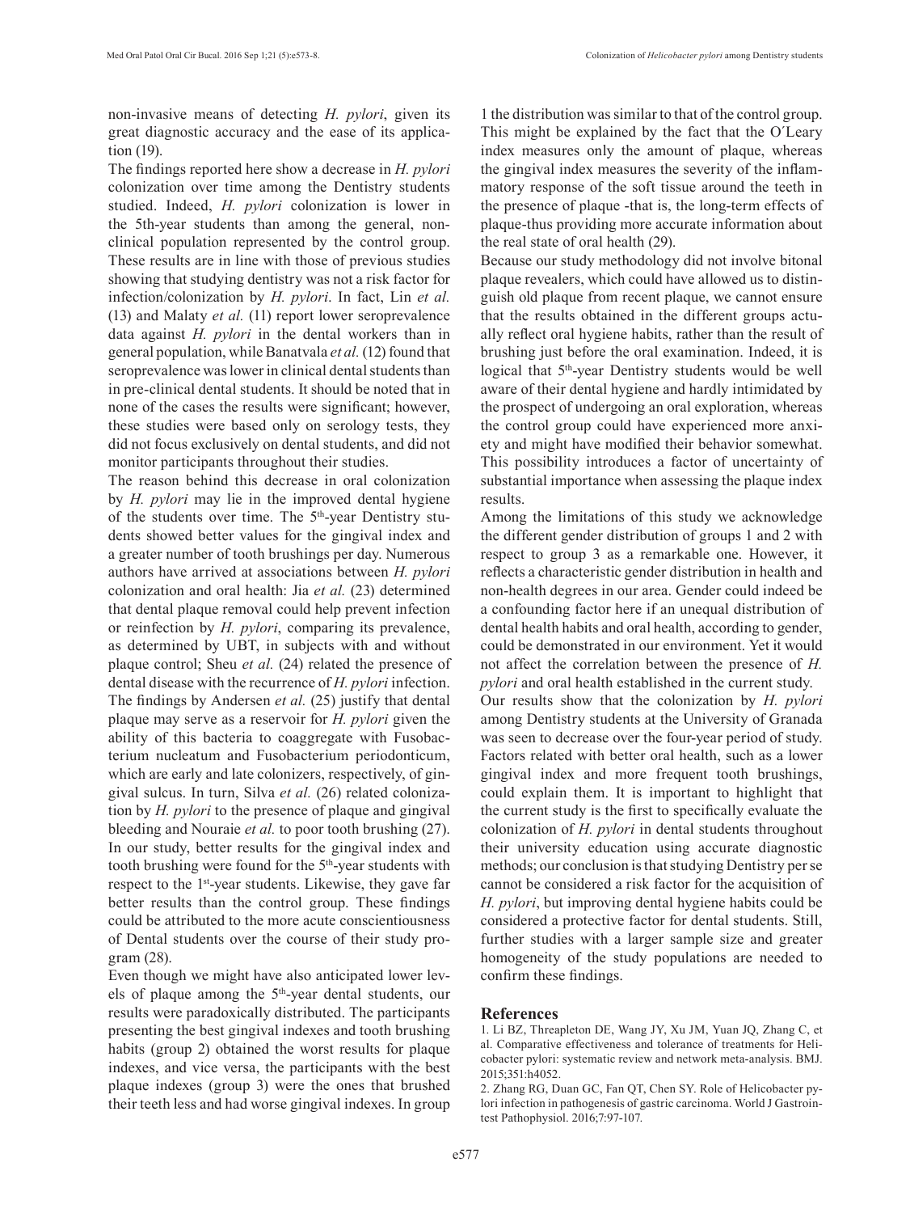non-invasive means of detecting *H. pylori*, given its great diagnostic accuracy and the ease of its application (19).

The findings reported here show a decrease in *H. pylori* colonization over time among the Dentistry students studied. Indeed, *H. pylori* colonization is lower in the 5th-year students than among the general, non-clinical population represented by the control group. These results are in line with those of previous studies showing that studying dentistry was not a risk factor for infection/colonization by *H. pylori*. In fact, Lin *et al.* (13) and Malaty *et al.* (11) report lower seroprevalence data against *H. pylori* in the dental workers than in general population, while Banatvala *et al.* (12) found that seroprevalence was lower in clinical dental students than in pre-clinical dental students. It should be noted that in none of the cases the results were significant; however, these studies were based only on serology tests, they did not focus exclusively on dental students, and did not monitor participants throughout their studies.

The reason behind this decrease in oral colonization by *H. pylori* may lie in the improved dental hygiene of the students over time. The 5th-year Dentistry students showed better values for the gingival index and a greater number of tooth brushings per day. Numerous authors have arrived at associations between *H. pylori* colonization and oral health: Jia *et al.* (23) determined that dental plaque removal could help prevent infection or reinfection by *H. pylori*, comparing its prevalence, as determined by UBT, in subjects with and without plaque control; Sheu *et al.* (24) related the presence of dental disease with the recurrence of *H. pylori* infection. The findings by Andersen *et al.* (25) justify that dental plaque may serve as a reservoir for *H. pylori* given the ability of this bacteria to coaggregate with Fusobacterium nucleatum and Fusobacterium periodonticum, which are early and late colonizers, respectively, of gingival sulcus. In turn, Silva *et al.* (26) related colonization by *H. pylori* to the presence of plaque and gingival bleeding and Nouraie *et al.* to poor tooth brushing (27). In our study, better results for the gingival index and tooth brushing were found for the 5th-year students with respect to the 1st-year students. Likewise, they gave far better results than the control group. These findings could be attributed to the more acute conscientiousness of Dental students over the course of their study program (28).

Even though we might have also anticipated lower levels of plaque among the 5th-year dental students, our results were paradoxically distributed. The participants presenting the best gingival indexes and tooth brushing habits (group 2) obtained the worst results for plaque indexes, and vice versa, the participants with the best plaque indexes (group 3) were the ones that brushed their teeth less and had worse gingival indexes. In group 1 the distribution was similar to that of the control group. This might be explained by the fact that the O´Leary index measures only the amount of plaque, whereas the gingival index measures the severity of the inflammatory response of the soft tissue around the teeth in the presence of plaque -that is, the long-term effects of plaque-thus providing more accurate information about the real state of oral health (29).

Because our study methodology did not involve bitonal plaque revealers, which could have allowed us to distinguish old plaque from recent plaque, we cannot ensure that the results obtained in the different groups actually reflect oral hygiene habits, rather than the result of brushing just before the oral examination. Indeed, it is logical that 5th-year Dentistry students would be well aware of their dental hygiene and hardly intimidated by the prospect of undergoing an oral exploration, whereas the control group could have experienced more anxiety and might have modified their behavior somewhat. This possibility introduces a factor of uncertainty of substantial importance when assessing the plaque index results.

Among the limitations of this study we acknowledge the different gender distribution of groups 1 and 2 with respect to group 3 as a remarkable one. However, it reflects a characteristic gender distribution in health and non-health degrees in our area. Gender could indeed be a confounding factor here if an unequal distribution of dental health habits and oral health, according to gender, could be demonstrated in our environment. Yet it would not affect the correlation between the presence of *H. pylori* and oral health established in the current study.

Our results show that the colonization by *H. pylori* among Dentistry students at the University of Granada was seen to decrease over the four-year period of study. Factors related with better oral health, such as a lower gingival index and more frequent tooth brushings, could explain them. It is important to highlight that the current study is the first to specifically evaluate the colonization of *H. pylori* in dental students throughout their university education using accurate diagnostic methods; our conclusion is that studying Dentistry per se cannot be considered a risk factor for the acquisition of *H. pylori*, but improving dental hygiene habits could be considered a protective factor for dental students. Still, further studies with a larger sample size and greater homogeneity of the study populations are needed to confirm these findings.

## References

1. Li BZ, Threapleton DE, Wang JY, Xu JM, Yuan JQ, Zhang C, et al. Comparative effectiveness and tolerance of treatments for Helicobacter pylori: systematic review and network meta-analysis. BMJ. 2015;351:h4052.

2. Zhang RG, Duan GC, Fan QT, Chen SY. Role of Helicobacter pylori infection in pathogenesis of gastric carcinoma. World J Gastrointest Pathophysiol. 2016;7:97-107.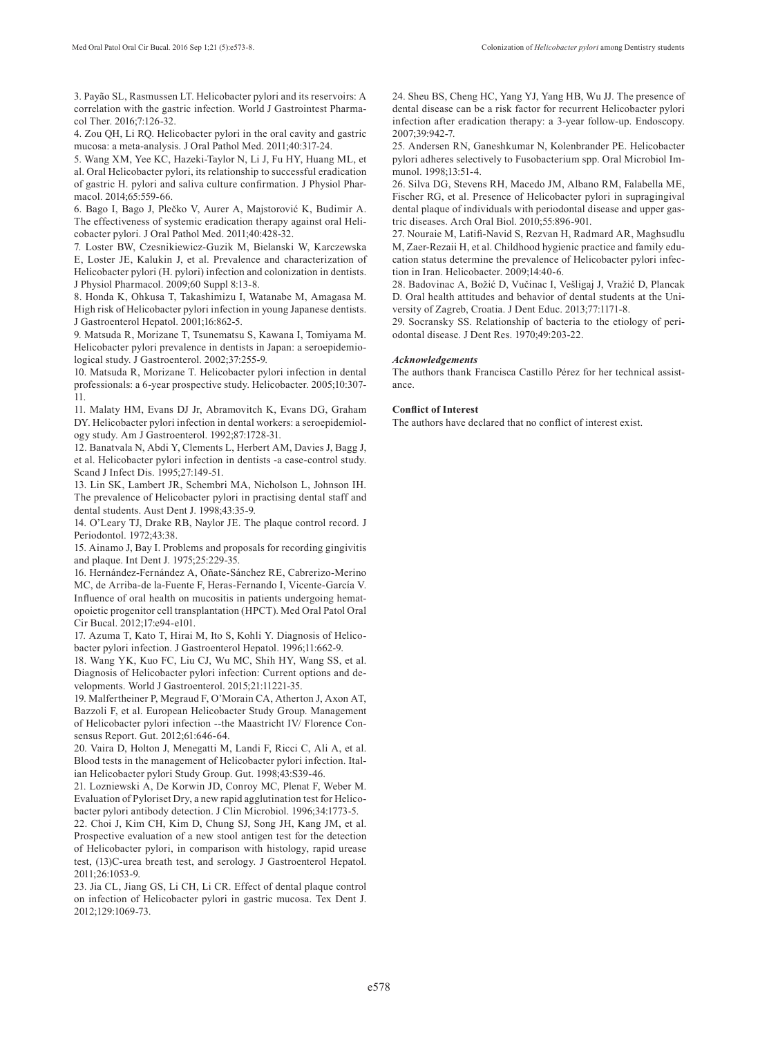3. Payão SL, Rasmussen LT. Helicobacter pylori and its reservoirs: A correlation with the gastric infection. World J Gastrointest Pharmacol Ther. 2016;7:126-32.

4. Zou QH, Li RQ. Helicobacter pylori in the oral cavity and gastric mucosa: a meta-analysis. J Oral Pathol Med. 2011;40:317-24.

5. Wang XM, Yee KC, Hazeki-Taylor N, Li J, Fu HY, Huang ML, et al. Oral Helicobacter pylori, its relationship to successful eradication of gastric H. pylori and saliva culture confirmation. J Physiol Pharmacol. 2014;65:559-66.

6. Bago I, Bago J, Plečko V, Aurer A, Majstorović K, Budimir A. The effectiveness of systemic eradication therapy against oral Helicobacter pylori. J Oral Pathol Med. 2011;40:428-32.

7. Loster BW, Czesnikiewicz-Guzik M, Bielanski W, Karczewska E, Loster JE, Kalukin J, et al. Prevalence and characterization of Helicobacter pylori (H. pylori) infection and colonization in dentists. J Physiol Pharmacol. 2009;60 Suppl 8:13-8.

8. Honda K, Ohkusa T, Takashimizu I, Watanabe M, Amagasa M. High risk of Helicobacter pylori infection in young Japanese dentists. J Gastroenterol Hepatol. 2001;16:862-5.

9. Matsuda R, Morizane T, Tsunematsu S, Kawana I, Tomiyama M. Helicobacter pylori prevalence in dentists in Japan: a seroepidemiological study. J Gastroenterol. 2002;37:255-9.

10. Matsuda R, Morizane T. Helicobacter pylori infection in dental professionals: a 6-year prospective study. Helicobacter. 2005;10:307-11.

11. Malaty HM, Evans DJ Jr, Abramovitch K, Evans DG, Graham DY. Helicobacter pylori infection in dental workers: a seroepidemiology study. Am J Gastroenterol. 1992;87:1728-31.

12. Banatvala N, Abdi Y, Clements L, Herbert AM, Davies J, Bagg J, et al. Helicobacter pylori infection in dentists -a case-control study. Scand J Infect Dis. 1995;27:149-51.

13. Lin SK, Lambert JR, Schembri MA, Nicholson L, Johnson IH. The prevalence of Helicobacter pylori in practising dental staff and dental students. Aust Dent J. 1998;43:35-9.

14. O'Leary TJ, Drake RB, Naylor JE. The plaque control record. J Periodontol. 1972;43:38.

15. Ainamo J, Bay I. Problems and proposals for recording gingivitis and plaque. Int Dent J. 1975;25:229-35.

16. Hernández-Fernández A, Oñate-Sánchez RE, Cabrerizo-Merino MC, de Arriba-de la-Fuente F, Heras-Fernando I, Vicente-García V. Influence of oral health on mucositis in patients undergoing hematopoietic progenitor cell transplantation (HPCT). Med Oral Patol Oral Cir Bucal. 2012;17:e94-e101.

17. Azuma T, Kato T, Hirai M, Ito S, Kohli Y. Diagnosis of Helicobacter pylori infection. J Gastroenterol Hepatol. 1996;11:662-9.

18. Wang YK, Kuo FC, Liu CJ, Wu MC, Shih HY, Wang SS, et al. Diagnosis of Helicobacter pylori infection: Current options and developments. World J Gastroenterol. 2015;21:11221-35.

19. Malfertheiner P, Megraud F, O'Morain CA, Atherton J, Axon AT, Bazzoli F, et al. European Helicobacter Study Group. Management of Helicobacter pylori infection --the Maastricht IV/ Florence Consensus Report. Gut. 2012;61:646-64.

20. Vaira D, Holton J, Menegatti M, Landi F, Ricci C, Ali A, et al. Blood tests in the management of Helicobacter pylori infection. Italian Helicobacter pylori Study Group. Gut. 1998;43:S39-46.

21. Lozniewski A, De Korwin JD, Conroy MC, Plenat F, Weber M. Evaluation of Pyloriset Dry, a new rapid agglutination test for Helicobacter pylori antibody detection. J Clin Microbiol. 1996;34:1773-5.

22. Choi J, Kim CH, Kim D, Chung SJ, Song JH, Kang JM, et al. Prospective evaluation of a new stool antigen test for the detection of Helicobacter pylori, in comparison with histology, rapid urease test, (13)C-urea breath test, and serology. J Gastroenterol Hepatol. 2011;26:1053-9.

23. Jia CL, Jiang GS, Li CH, Li CR. Effect of dental plaque control on infection of Helicobacter pylori in gastric mucosa. Tex Dent J. 2012;129:1069-73.

24. Sheu BS, Cheng HC, Yang YJ, Yang HB, Wu JJ. The presence of dental disease can be a risk factor for recurrent Helicobacter pylori infection after eradication therapy: a 3-year follow-up. Endoscopy. 2007;39:942-7.

25. Andersen RN, Ganeshkumar N, Kolenbrander PE. Helicobacter pylori adheres selectively to Fusobacterium spp. Oral Microbiol Immunol. 1998;13:51-4.

26. Silva DG, Stevens RH, Macedo JM, Albano RM, Falabella ME, Fischer RG, et al. Presence of Helicobacter pylori in supragingival dental plaque of individuals with periodontal disease and upper gastric diseases. Arch Oral Biol. 2010;55:896-901.

27. Nouraie M, Latifi-Navid S, Rezvan H, Radmard AR, Maghsudlu M, Zaer-Rezaii H, et al. Childhood hygienic practice and family education status determine the prevalence of Helicobacter pylori infection in Iran. Helicobacter. 2009;14:40-6.

28. Badovinac A, Božić D, Vučinac I, Vešligaj J, Vražić D, Plancak D. Oral health attitudes and behavior of dental students at the University of Zagreb, Croatia. J Dent Educ. 2013;77:1171-8.

29. Socransky SS. Relationship of bacteria to the etiology of periodontal disease. J Dent Res. 1970;49:203-22.

### *Acknowledgements*

The authors thank Francisca Castillo Pérez for her technical assistance.

### Conflict of Interest

The authors have declared that no conflict of interest exist.